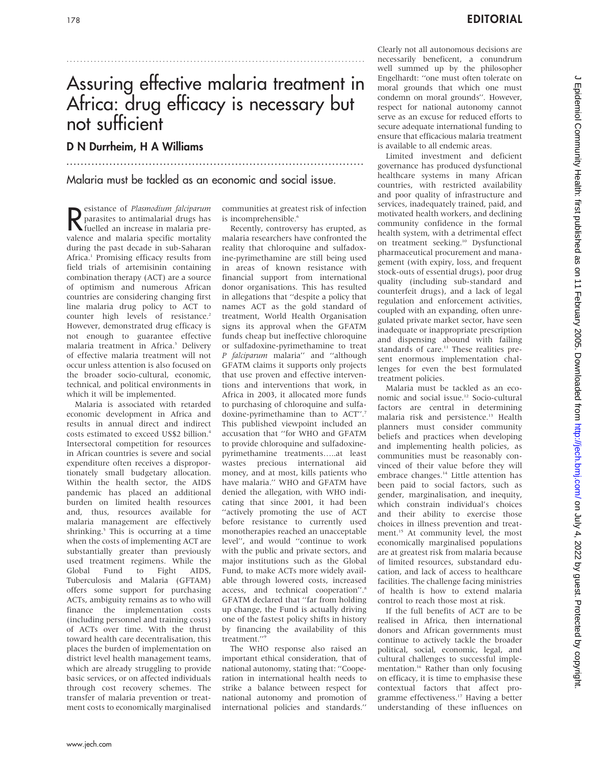# Assuring effective malaria treatment in Africa: drug efficacy is necessary but not sufficient

## D N Durrheim, H A Williams

Malaria must be tackled as an economic and social issue.

Resistance of *Plasmodium falciparum* parasites to antimalarial drugs has fuelled an increase in malaria prevalence and malaria specific mortality during the past decade in sub-Saharan Africa.[1] Promising efficacy results from field trials of artemisinin containing combination therapy (ACT) are a source of optimism and numerous African countries are considering changing first line malaria drug policy to ACT to counter high levels of resistance.[2] However, demonstrated drug efficacy is not enough to guarantee effective malaria treatment in Africa.[3] Delivery of effective malaria treatment will not occur unless attention is also focused on the broader socio-cultural, economic, technical, and political environments in which it will be implemented.

Malaria is associated with retarded economic development in Africa and results in annual direct and indirect costs estimated to exceed US$2 billion.[4] Intersectoral competition for resources in African countries is severe and social expenditure often receives a disproportionately small budgetary allocation. Within the health sector, the AIDS pandemic has placed an additional burden on limited health resources and, thus, resources available for malaria management are effectively shrinking.[5] This is occurring at a time when the costs of implementing ACT are substantially greater than previously used treatment regimens. While the Global Fund to Fight AIDS, Tuberculosis and Malaria (GFTAM) offers some support for purchasing ACTs, ambiguity remains as to who will finance the implementation costs (including personnel and training costs) of ACTs over time. With the thrust toward health care decentralisation, this places the burden of implementation on district level health management teams, which are already struggling to provide basic services, or on affected individuals through cost recovery schemes. The transfer of malaria prevention or treatment costs to economically marginalised communities at greatest risk of infection is incomprehensible.[6]

Recently, controversy has erupted, as malaria researchers have confronted the reality that chloroquine and sulfadoxine-pyrimethamine are still being used in areas of known resistance with financial support from international donor organisations. This has resulted in allegations that "despite a policy that names ACT as the gold standard of treatment, World Health Organisation signs its approval when the GFATM funds cheap but ineffective chloroquine or sulfadoxine-pyrimethamine to treat *P falciparum* malaria" and "although GFATM claims it supports only projects that use proven and effective interventions and interventions that work, in Africa in 2003, it allocated more funds to purchasing of chloroquine and sulfadoxine-pyrimethamine than to ACT".[7] This published viewpoint included an accusation that "for WHO and GFATM to provide chloroquine and sulfadoxine-pyrimethamine treatments.....at least wastes precious international aid money, and at most, kills patients who have malaria." WHO and GFATM have denied the allegation, with WHO indicating that since 2001, it had been "actively promoting the use of ACT before resistance to currently used monotherapies reached an unacceptable level", and would "continue to work with the public and private sectors, and major institutions such as the Global Fund, to make ACTs more widely available through lowered costs, increased access, and technical cooperation".[8] GFATM declared that "far from holding up change, the Fund is actually driving one of the fastest policy shifts in history by financing the availability of this treatment."[9]

The WHO response also raised an important ethical consideration, that of national autonomy, stating that: "Cooperation in international health needs to strike a balance between respect for national autonomy and promotion of international policies and standards." Clearly not all autonomous decisions are necessarily beneficent, a conundrum well summed up by the philosopher Engelhardt: "one must often tolerate on moral grounds that which one must condemn on moral grounds". However, respect for national autonomy cannot serve as an excuse for reduced efforts to secure adequate international funding to ensure that efficacious malaria treatment is available to all endemic areas.

Limited investment and deficient governance has produced dysfunctional healthcare systems in many African countries, with restricted availability and poor quality of infrastructure and services, inadequately trained, paid, and motivated health workers, and declining community confidence in the formal health system, with a detrimental effect on treatment seeking.[10] Dysfunctional pharmaceutical procurement and management (with expiry, loss, and frequent stock-outs of essential drugs), poor drug quality (including sub-standard and counterfeit drugs), and a lack of legal regulation and enforcement activities, coupled with an expanding, often unregulated private market sector, have seen inadequate or inappropriate prescription and dispensing abound with failing standards of care.[11] These realities present enormous implementation challenges for even the best formulated treatment policies.

Malaria must be tackled as an economic and social issue.[12] Socio-cultural factors are central in determining malaria risk and persistence.[13] Health planners must consider community beliefs and practices when developing and implementing health policies, as communities must be reasonably convinced of their value before they will embrace changes.[14] Little attention has been paid to social factors, such as gender, marginalisation, and inequity, which constrain individual's choices and their ability to exercise those choices in illness prevention and treatment.[15] At community level, the most economically marginalised populations are at greatest risk from malaria because of limited resources, substandard education, and lack of access to healthcare facilities. The challenge facing ministries of health is how to extend malaria control to reach those most at risk.

If the full benefits of ACT are to be realised in Africa, then international donors and African governments must continue to actively tackle the broader political, social, economic, legal, and cultural challenges to successful implementation.[16] Rather than only focusing on efficacy, it is time to emphasise these contextual factors that affect programme effectiveness.[17] Having a better understanding of these influences on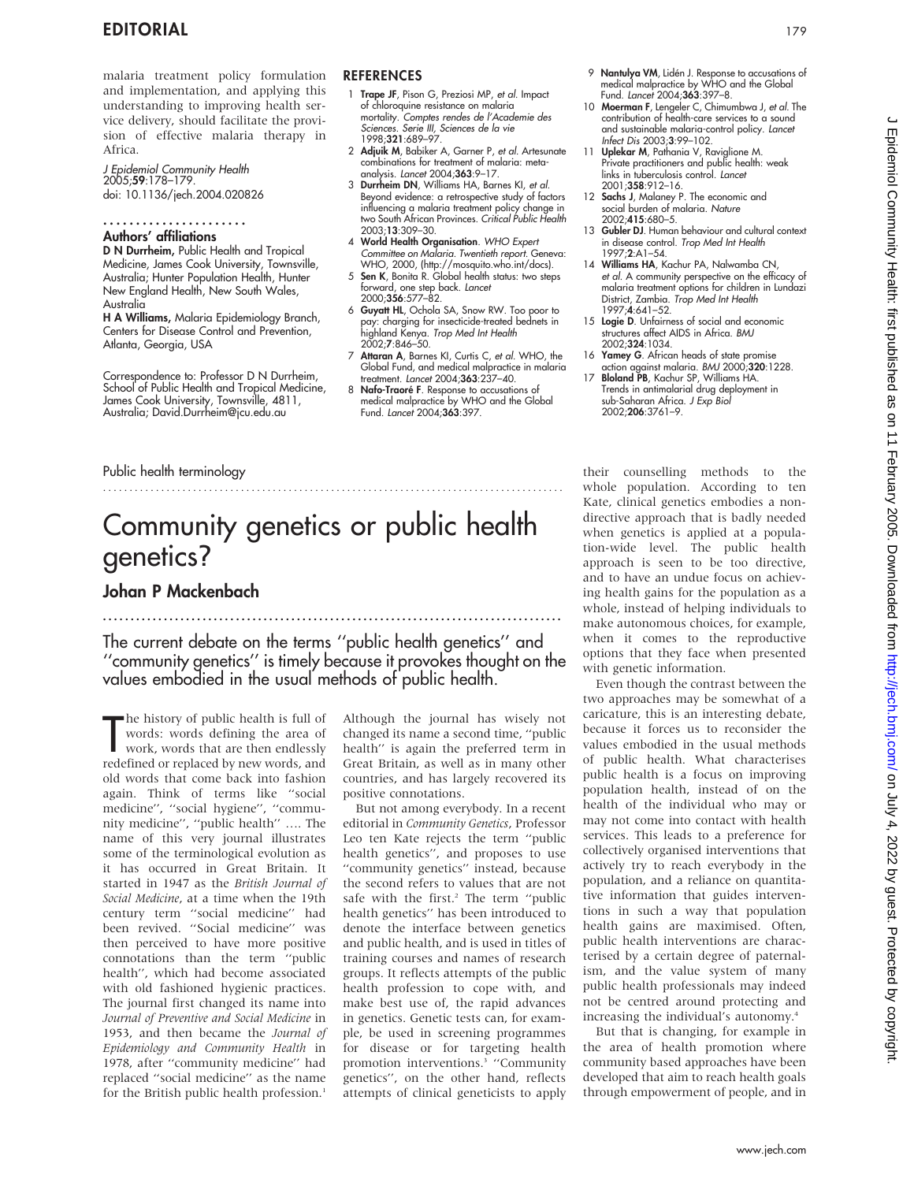malaria treatment policy formulation and implementation, and applying this understanding to improving health service delivery, should facilitate the provision of effective malaria therapy in Africa.

*J Epidemiol Community Health* 2005;**59**:178–179.
doi: 10.1136/jech.2004.020826

### Authors' affiliations

**D N Durrheim,** Public Health and Tropical Medicine, James Cook University, Townsville, Australia; Hunter Population Health, Hunter New England Health, New South Wales, Australia
**H A Williams,** Malaria Epidemiology Branch, Centers for Disease Control and Prevention, Atlanta, Georgia, USA

Correspondence to: Professor D N Durrheim, School of Public Health and Tropical Medicine, James Cook University, Townsville, 4811, Australia; David.Durrheim@jcu.edu.au

## REFERENCES

1. **Trape JF**, Pison G, Preziosi MP, *et al*. Impact of chloroquine resistance on malaria mortality. *Comptes rendes de l'Academie des Sciences. Serie III, Sciences de la vie* 1998;**321**:689–97.
2. **Adjuik M**, Babiker A, Garner P, *et al*. Artesunate combinations for treatment of malaria: meta-analysis. *Lancet* 2004;**363**:9–17.
3. **Durrheim DN**, Williams HA, Barnes KI, *et al*. Beyond evidence: a retrospective study of factors influencing a malaria treatment policy change in two South African Provinces. *Critical Public Health* 2003;**13**:309–30.
4. **World Health Organisation**. *WHO Expert Committee on Malaria. Twentieth report.* Geneva: WHO, 2000, (http://mosquito.who.int/docs).
5. **Sen K**, Bonita R. Global health status: two steps forward, one step back. *Lancet* 2000;**356**:577–82.
6. **Guyatt HL**, Ochola SA, Snow RW. Too poor to pay: charging for insecticide-treated bednets in highland Kenya. *Trop Med Int Health* 2002;**7**:846–50.
7. **Attaran A**, Barnes KI, Curtis C, *et al*. WHO, the Global Fund, and medical malpractice in malaria treatment. *Lancet* 2004;**363**:237–40.
8. **Nafo-Traoré F**. Response to accusations of medical malpractice by WHO and the Global Fund. *Lancet* 2004;**363**:397.
9. **Nantulya VM**, Lidén J. Response to accusations of medical malpractice by WHO and the Global Fund. *Lancet* 2004;**363**:397–8.
10. **Moerman F**, Lengeler C, Chimumbwa J, *et al*. The contribution of health-care services to a sound and sustainable malaria-control policy. *Lancet Infect Dis* 2003;**3**:99–102.
11. **Uplekar M**, Pathania V, Raviglione M. Private practitioners and public health: weak links in tuberculosis control. *Lancet* 2001;**358**:912–16.
12. **Sachs J**, Malaney P. The economic and social burden of malaria. *Nature* 2002;**415**:680–5.
13. **Gubler DJ**. Human behaviour and cultural context in disease control. *Trop Med Int Health* 1997;**2**:A1–54.
14. **Williams HA**, Kachur PA, Nalwamba CN, *et al*. A community perspective on the efficacy of malaria treatment options for children in Lundazi District, Zambia. *Trop Med Int Health* 1997;**4**:641–52.
15. **Logie D**. Unfairness of social and economic structures affect AIDS in Africa. *BMJ* 2002;**324**:1034.
16. **Yamey G**. African heads of state promise action against malaria. *BMJ* 2000;**320**:1228.
17. **Bloland PB**, Kachur SP, Williams HA. Trends in antimalarial drug deployment in sub-Saharan Africa. *J Exp Biol* 2002;**206**:3761–9.

Public health terminology

# Community genetics or public health genetics?

## Johan P Mackenbach

**The current debate on the terms "public health genetics" and "community genetics" is timely because it provokes thought on the values embodied in the usual methods of public health.**

The history of public health is full of words: words defining the area of work, words that are then endlessly redefined or replaced by new words, and old words that come back into fashion again. Think of terms like "social medicine", "social hygiene", "community medicine", "public health" …. The name of this very journal illustrates some of the terminological evolution as it has occurred in Great Britain. It started in 1947 as the *British Journal of Social Medicine*, at a time when the 19th century term "social medicine" had been revived. "Social medicine" was then perceived to have more positive connotations than the term "public health", which had become associated with old fashioned hygienic practices. The journal first changed its name into *Journal of Preventive and Social Medicine* in 1953, and then became the *Journal of Epidemiology and Community Health* in 1978, after "community medicine" had replaced "social medicine" as the name for the British public health profession.[1]

Although the journal has wisely not changed its name a second time, "public health" is again the preferred term in Great Britain, as well as in many other countries, and has largely recovered its positive connotations.

But not among everybody. In a recent editorial in *Community Genetics*, Professor Leo ten Kate rejects the term "public health genetics", and proposes to use "community genetics" instead, because the second refers to values that are not safe with the first.[2] The term "public health genetics" has been introduced to denote the interface between genetics and public health, and is used in titles of training courses and names of research groups. It reflects attempts of the public health profession to cope with, and make best use of, the rapid advances in genetics. Genetic tests can, for example, be used in screening programmes for disease or for targeting health promotion interventions.[3] "Community genetics", on the other hand, reflects attempts of clinical geneticists to apply their counselling methods to the whole population. According to ten Kate, clinical genetics embodies a non-directive approach that is badly needed when genetics is applied at a population-wide level. The public health approach is seen to be too directive, and to have an undue focus on achieving health gains for the population as a whole, instead of helping individuals to make autonomous choices, for example, when it comes to the reproductive options that they face when presented with genetic information.

Even though the contrast between the two approaches may be somewhat of a caricature, this is an interesting debate, because it forces us to reconsider the values embodied in the usual methods of public health. What characterises public health is a focus on improving population health, instead of on the health of the individual who may or may not come into contact with health services. This leads to a preference for collectively organised interventions that actively try to reach everybody in the population, and a reliance on quantitative information that guides interventions in such a way that population health gains are maximised. Often, public health interventions are characterised by a certain degree of paternalism, and the value system of many public health professionals may indeed not be centred around protecting and increasing the individual's autonomy.[4]

But that is changing, for example in the area of health promotion where community based approaches have been developed that aim to reach health goals through empowerment of people, and in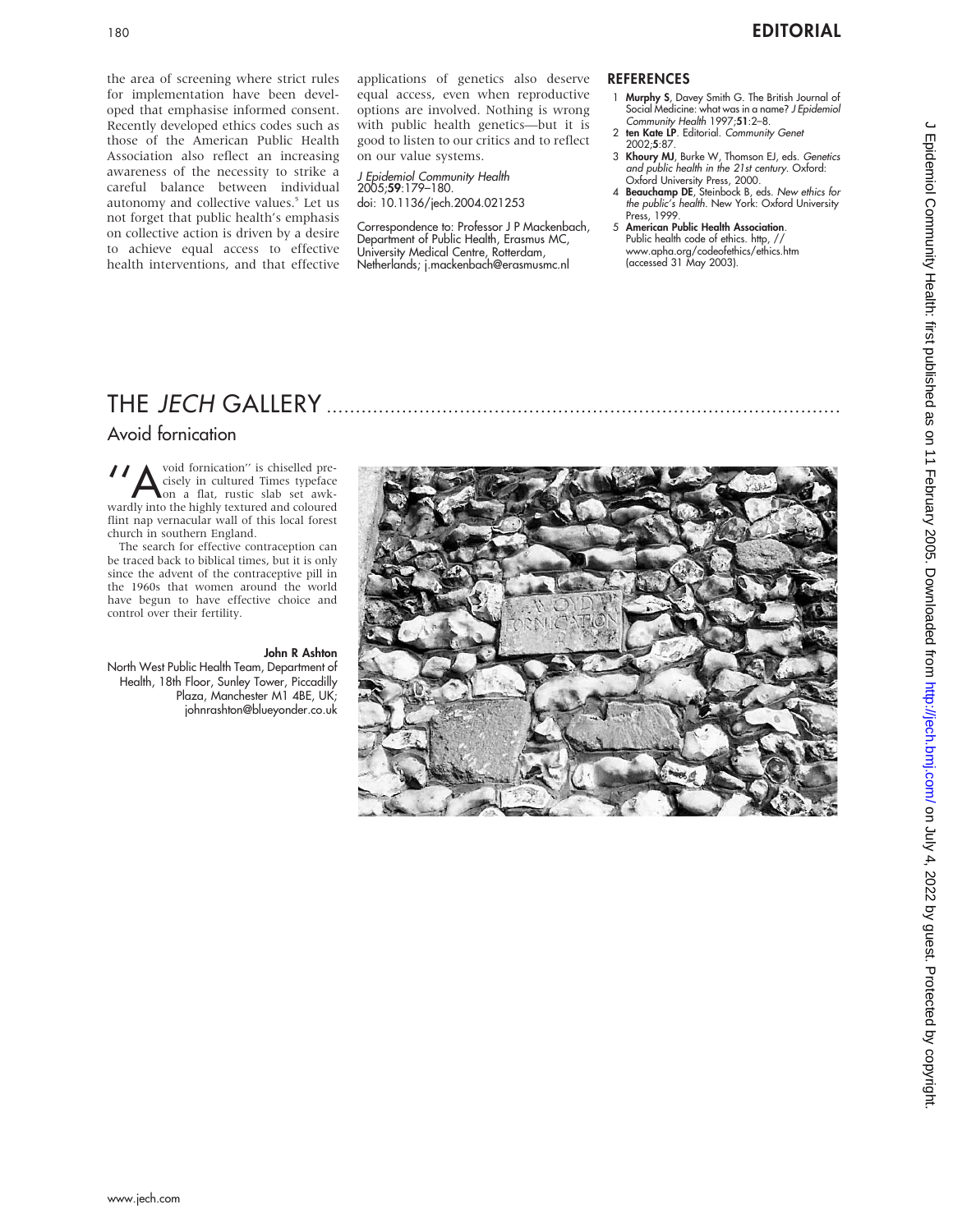the area of screening where strict rules for implementation have been developed that emphasise informed consent. Recently developed ethics codes such as those of the American Public Health Association also reflect an increasing awareness of the necessity to strike a careful balance between individual autonomy and collective values.[5] Let us not forget that public health's emphasis on collective action is driven by a desire to achieve equal access to effective health interventions, and that effective applications of genetics also deserve equal access, even when reproductive options are involved. Nothing is wrong with public health genetics—but it is good to listen to our critics and to reflect on our value systems.

*J Epidemiol Community Health* 2005;**59**:179–180.
doi: 10.1136/jech.2004.021253

Correspondence to: Professor J P Mackenbach, Department of Public Health, Erasmus MC, University Medical Centre, Rotterdam, Netherlands; j.mackenbach@erasmusmc.nl

## REFERENCES

1. **Murphy S**, Davey Smith G. The British Journal of Social Medicine: what was in a name? *J Epidemiol Community Health* 1997;**51**:2–8.
2. **ten Kate LP**. Editorial. *Community Genet* 2002;**5**:87.
3. **Khoury MJ**, Burke W, Thomson EJ, eds. *Genetics and public health in the 21st century*. Oxford: Oxford University Press, 2000.
4. **Beauchamp DE**, Steinbock B, eds. *New ethics for the public's health*. New York: Oxford University Press, 1999.
5. **American Public Health Association**. Public health code of ethics. http, //www.apha.org/codeofethics/ethics.htm (accessed 31 May 2003).

# THE *JECH* GALLERY

## Avoid fornication

"Avoid fornication" is chiselled precisely in cultured Times typeface on a flat, rustic slab set awkwardly into the highly textured and coloured flint nap vernacular wall of this local forest church in southern England.

The search for effective contraception can be traced back to biblical times, but it is only since the advent of the contraceptive pill in the 1960s that women around the world have begun to have effective choice and control over their fertility.

**John R Ashton**
North West Public Health Team, Department of Health, 18th Floor, Sunley Tower, Piccadilly Plaza, Manchester M1 4BE, UK; johnrashton@blueyonder.co.uk